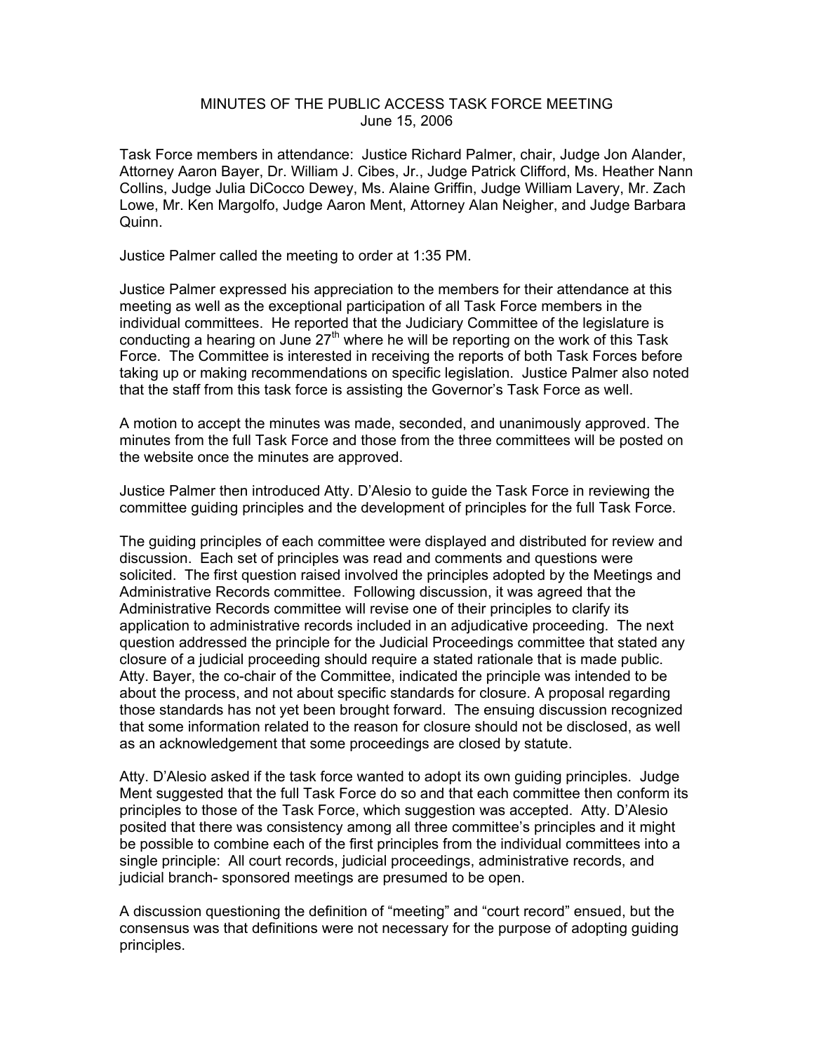# MINUTES OF THE PUBLIC ACCESS TASK FORCE MEETING
June 15, 2006

Task Force members in attendance: Justice Richard Palmer, chair, Judge Jon Alander, Attorney Aaron Bayer, Dr. William J. Cibes, Jr., Judge Patrick Clifford, Ms. Heather Nann Collins, Judge Julia DiCocco Dewey, Ms. Alaine Griffin, Judge William Lavery, Mr. Zach Lowe, Mr. Ken Margolfo, Judge Aaron Ment, Attorney Alan Neigher, and Judge Barbara Quinn.

Justice Palmer called the meeting to order at 1:35 PM.

Justice Palmer expressed his appreciation to the members for their attendance at this meeting as well as the exceptional participation of all Task Force members in the individual committees. He reported that the Judiciary Committee of the legislature is conducting a hearing on June 27th where he will be reporting on the work of this Task Force. The Committee is interested in receiving the reports of both Task Forces before taking up or making recommendations on specific legislation. Justice Palmer also noted that the staff from this task force is assisting the Governor's Task Force as well.

A motion to accept the minutes was made, seconded, and unanimously approved. The minutes from the full Task Force and those from the three committees will be posted on the website once the minutes are approved.

Justice Palmer then introduced Atty. D'Alesio to guide the Task Force in reviewing the committee guiding principles and the development of principles for the full Task Force.

The guiding principles of each committee were displayed and distributed for review and discussion. Each set of principles was read and comments and questions were solicited. The first question raised involved the principles adopted by the Meetings and Administrative Records committee. Following discussion, it was agreed that the Administrative Records committee will revise one of their principles to clarify its application to administrative records included in an adjudicative proceeding. The next question addressed the principle for the Judicial Proceedings committee that stated any closure of a judicial proceeding should require a stated rationale that is made public. Atty. Bayer, the co-chair of the Committee, indicated the principle was intended to be about the process, and not about specific standards for closure. A proposal regarding those standards has not yet been brought forward. The ensuing discussion recognized that some information related to the reason for closure should not be disclosed, as well as an acknowledgement that some proceedings are closed by statute.

Atty. D'Alesio asked if the task force wanted to adopt its own guiding principles. Judge Ment suggested that the full Task Force do so and that each committee then conform its principles to those of the Task Force, which suggestion was accepted. Atty. D'Alesio posited that there was consistency among all three committee's principles and it might be possible to combine each of the first principles from the individual committees into a single principle: All court records, judicial proceedings, administrative records, and judicial branch- sponsored meetings are presumed to be open.

A discussion questioning the definition of "meeting" and "court record" ensued, but the consensus was that definitions were not necessary for the purpose of adopting guiding principles.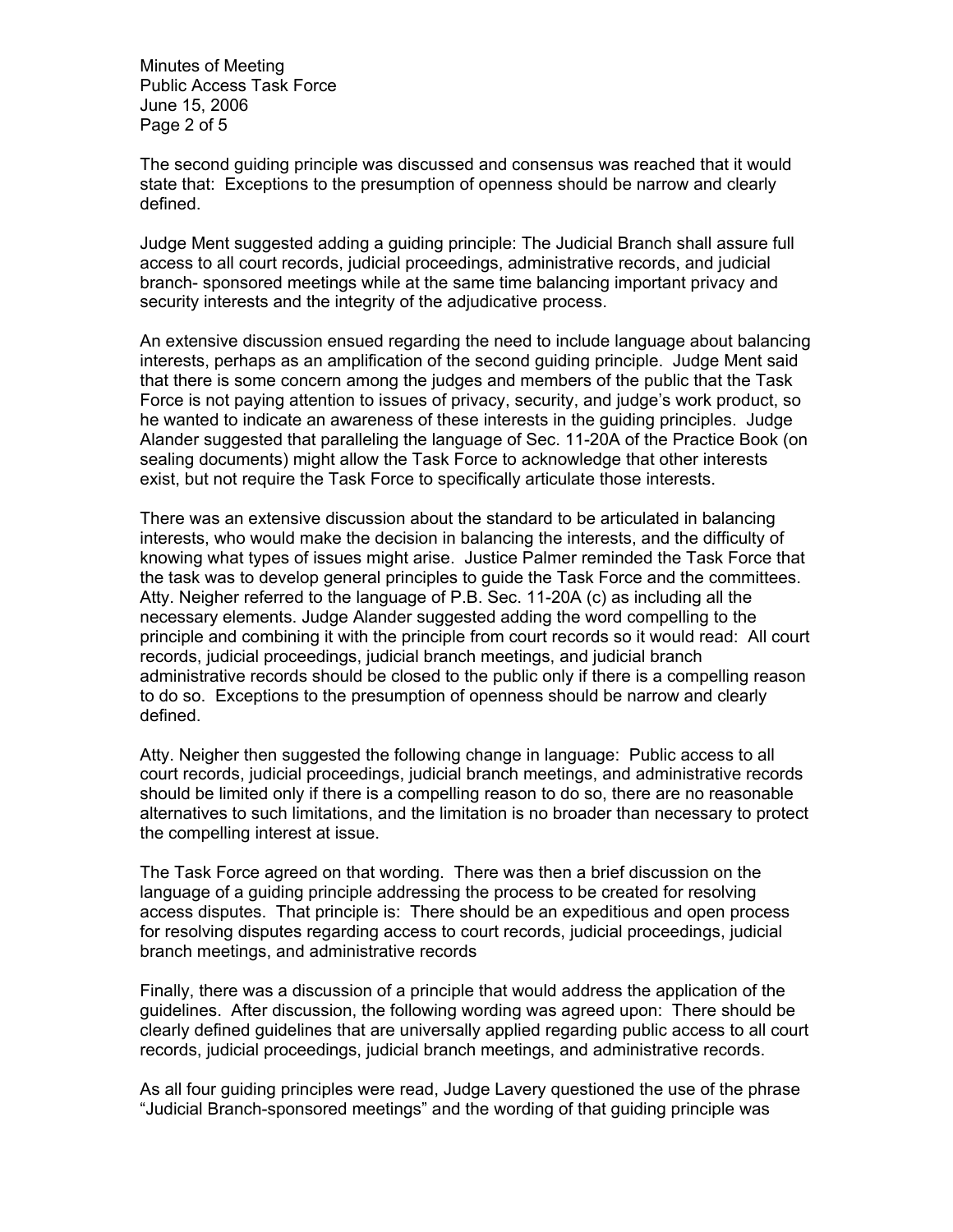The second guiding principle was discussed and consensus was reached that it would state that: Exceptions to the presumption of openness should be narrow and clearly defined.

Judge Ment suggested adding a guiding principle: The Judicial Branch shall assure full access to all court records, judicial proceedings, administrative records, and judicial branch- sponsored meetings while at the same time balancing important privacy and security interests and the integrity of the adjudicative process.

An extensive discussion ensued regarding the need to include language about balancing interests, perhaps as an amplification of the second guiding principle. Judge Ment said that there is some concern among the judges and members of the public that the Task Force is not paying attention to issues of privacy, security, and judge's work product, so he wanted to indicate an awareness of these interests in the guiding principles. Judge Alander suggested that paralleling the language of Sec. 11-20A of the Practice Book (on sealing documents) might allow the Task Force to acknowledge that other interests exist, but not require the Task Force to specifically articulate those interests.

There was an extensive discussion about the standard to be articulated in balancing interests, who would make the decision in balancing the interests, and the difficulty of knowing what types of issues might arise. Justice Palmer reminded the Task Force that the task was to develop general principles to guide the Task Force and the committees. Atty. Neigher referred to the language of P.B. Sec. 11-20A (c) as including all the necessary elements. Judge Alander suggested adding the word compelling to the principle and combining it with the principle from court records so it would read: All court records, judicial proceedings, judicial branch meetings, and judicial branch administrative records should be closed to the public only if there is a compelling reason to do so. Exceptions to the presumption of openness should be narrow and clearly defined.

Atty. Neigher then suggested the following change in language: Public access to all court records, judicial proceedings, judicial branch meetings, and administrative records should be limited only if there is a compelling reason to do so, there are no reasonable alternatives to such limitations, and the limitation is no broader than necessary to protect the compelling interest at issue.

The Task Force agreed on that wording. There was then a brief discussion on the language of a guiding principle addressing the process to be created for resolving access disputes. That principle is: There should be an expeditious and open process for resolving disputes regarding access to court records, judicial proceedings, judicial branch meetings, and administrative records

Finally, there was a discussion of a principle that would address the application of the guidelines. After discussion, the following wording was agreed upon: There should be clearly defined guidelines that are universally applied regarding public access to all court records, judicial proceedings, judicial branch meetings, and administrative records.

As all four guiding principles were read, Judge Lavery questioned the use of the phrase "Judicial Branch-sponsored meetings" and the wording of that guiding principle was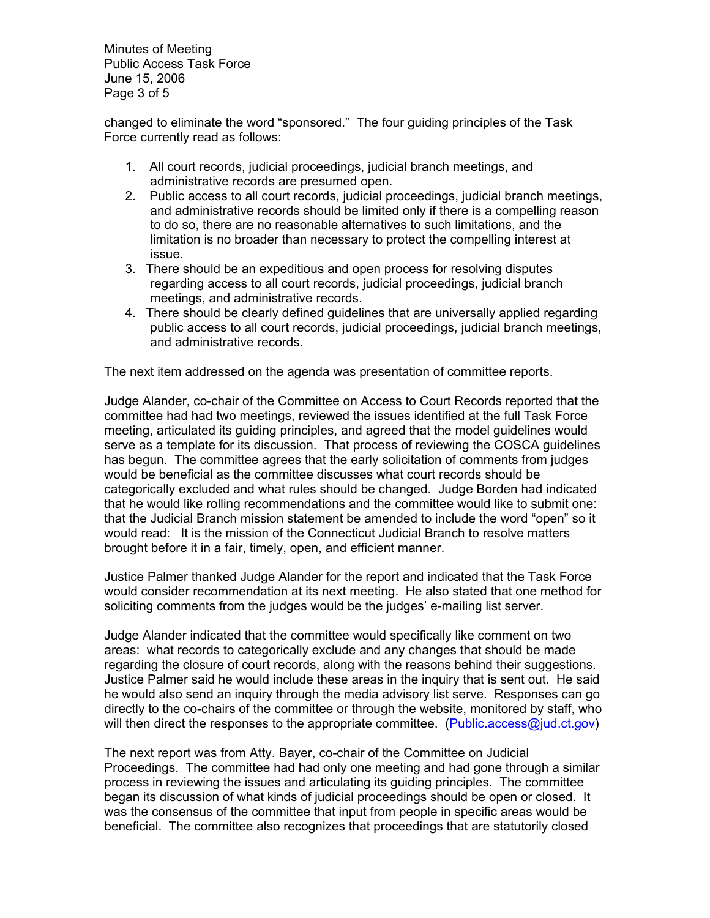changed to eliminate the word "sponsored." The four guiding principles of the Task Force currently read as follows:

1. All court records, judicial proceedings, judicial branch meetings, and administrative records are presumed open.
2. Public access to all court records, judicial proceedings, judicial branch meetings, and administrative records should be limited only if there is a compelling reason to do so, there are no reasonable alternatives to such limitations, and the limitation is no broader than necessary to protect the compelling interest at issue.
3. There should be an expeditious and open process for resolving disputes regarding access to all court records, judicial proceedings, judicial branch meetings, and administrative records.
4. There should be clearly defined guidelines that are universally applied regarding public access to all court records, judicial proceedings, judicial branch meetings, and administrative records.

The next item addressed on the agenda was presentation of committee reports.

Judge Alander, co-chair of the Committee on Access to Court Records reported that the committee had had two meetings, reviewed the issues identified at the full Task Force meeting, articulated its guiding principles, and agreed that the model guidelines would serve as a template for its discussion. That process of reviewing the COSCA guidelines has begun. The committee agrees that the early solicitation of comments from judges would be beneficial as the committee discusses what court records should be categorically excluded and what rules should be changed. Judge Borden had indicated that he would like rolling recommendations and the committee would like to submit one: that the Judicial Branch mission statement be amended to include the word "open" so it would read: It is the mission of the Connecticut Judicial Branch to resolve matters brought before it in a fair, timely, open, and efficient manner.

Justice Palmer thanked Judge Alander for the report and indicated that the Task Force would consider recommendation at its next meeting. He also stated that one method for soliciting comments from the judges would be the judges' e-mailing list server.

Judge Alander indicated that the committee would specifically like comment on two areas: what records to categorically exclude and any changes that should be made regarding the closure of court records, along with the reasons behind their suggestions. Justice Palmer said he would include these areas in the inquiry that is sent out. He said he would also send an inquiry through the media advisory list serve. Responses can go directly to the co-chairs of the committee or through the website, monitored by staff, who will then direct the responses to the appropriate committee. (Public.access@jud.ct.gov)

The next report was from Atty. Bayer, co-chair of the Committee on Judicial Proceedings. The committee had had only one meeting and had gone through a similar process in reviewing the issues and articulating its guiding principles. The committee began its discussion of what kinds of judicial proceedings should be open or closed. It was the consensus of the committee that input from people in specific areas would be beneficial. The committee also recognizes that proceedings that are statutorily closed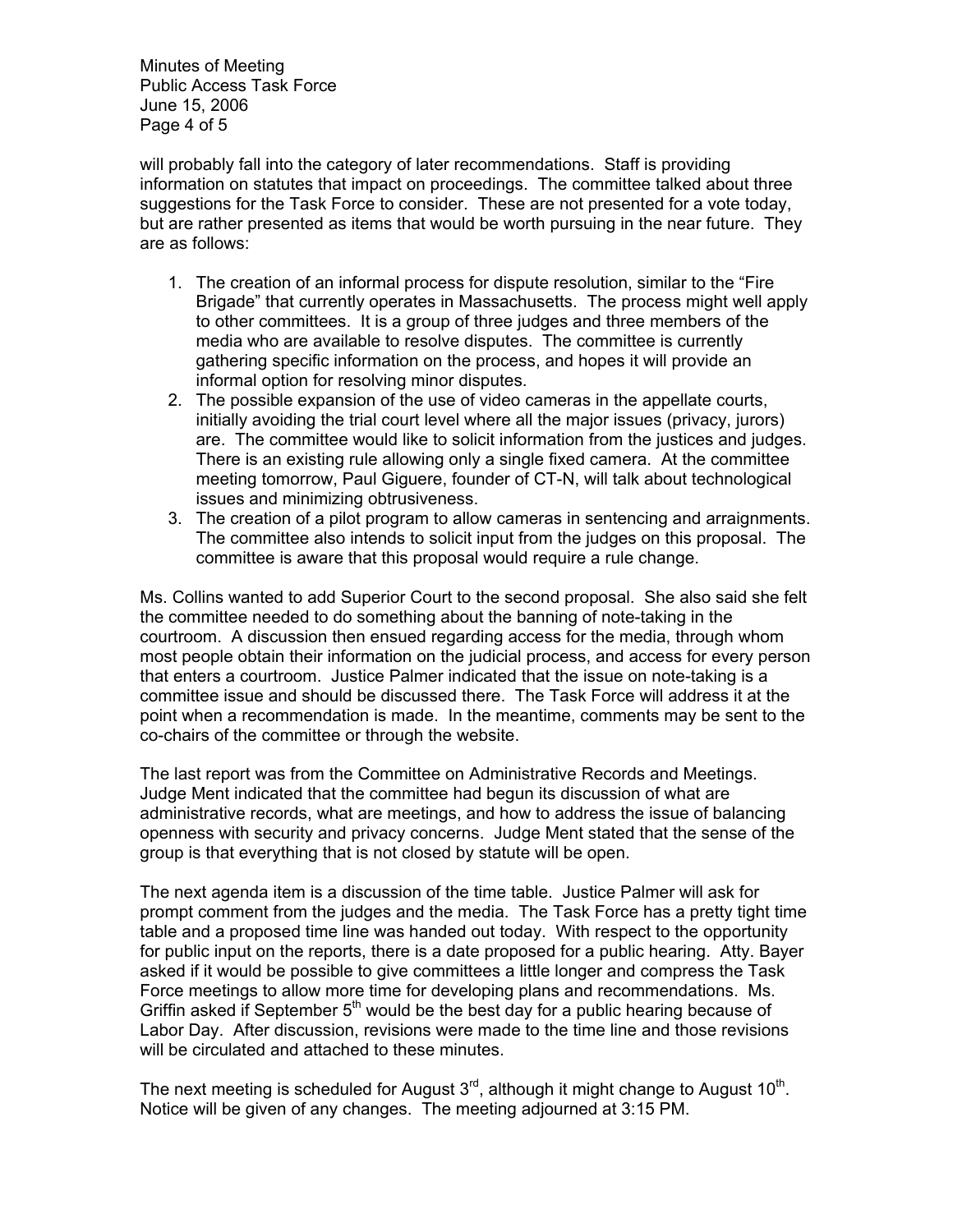will probably fall into the category of later recommendations. Staff is providing information on statutes that impact on proceedings. The committee talked about three suggestions for the Task Force to consider. These are not presented for a vote today, but are rather presented as items that would be worth pursuing in the near future. They are as follows:

1. The creation of an informal process for dispute resolution, similar to the "Fire Brigade" that currently operates in Massachusetts. The process might well apply to other committees. It is a group of three judges and three members of the media who are available to resolve disputes. The committee is currently gathering specific information on the process, and hopes it will provide an informal option for resolving minor disputes.
2. The possible expansion of the use of video cameras in the appellate courts, initially avoiding the trial court level where all the major issues (privacy, jurors) are. The committee would like to solicit information from the justices and judges. There is an existing rule allowing only a single fixed camera. At the committee meeting tomorrow, Paul Giguere, founder of CT-N, will talk about technological issues and minimizing obtrusiveness.
3. The creation of a pilot program to allow cameras in sentencing and arraignments. The committee also intends to solicit input from the judges on this proposal. The committee is aware that this proposal would require a rule change.

Ms. Collins wanted to add Superior Court to the second proposal. She also said she felt the committee needed to do something about the banning of note-taking in the courtroom. A discussion then ensued regarding access for the media, through whom most people obtain their information on the judicial process, and access for every person that enters a courtroom. Justice Palmer indicated that the issue on note-taking is a committee issue and should be discussed there. The Task Force will address it at the point when a recommendation is made. In the meantime, comments may be sent to the co-chairs of the committee or through the website.

The last report was from the Committee on Administrative Records and Meetings. Judge Ment indicated that the committee had begun its discussion of what are administrative records, what are meetings, and how to address the issue of balancing openness with security and privacy concerns. Judge Ment stated that the sense of the group is that everything that is not closed by statute will be open.

The next agenda item is a discussion of the time table. Justice Palmer will ask for prompt comment from the judges and the media. The Task Force has a pretty tight time table and a proposed time line was handed out today. With respect to the opportunity for public input on the reports, there is a date proposed for a public hearing. Atty. Bayer asked if it would be possible to give committees a little longer and compress the Task Force meetings to allow more time for developing plans and recommendations. Ms. Griffin asked if September 5th would be the best day for a public hearing because of Labor Day. After discussion, revisions were made to the time line and those revisions will be circulated and attached to these minutes.

The next meeting is scheduled for August 3rd, although it might change to August 10th. Notice will be given of any changes. The meeting adjourned at 3:15 PM.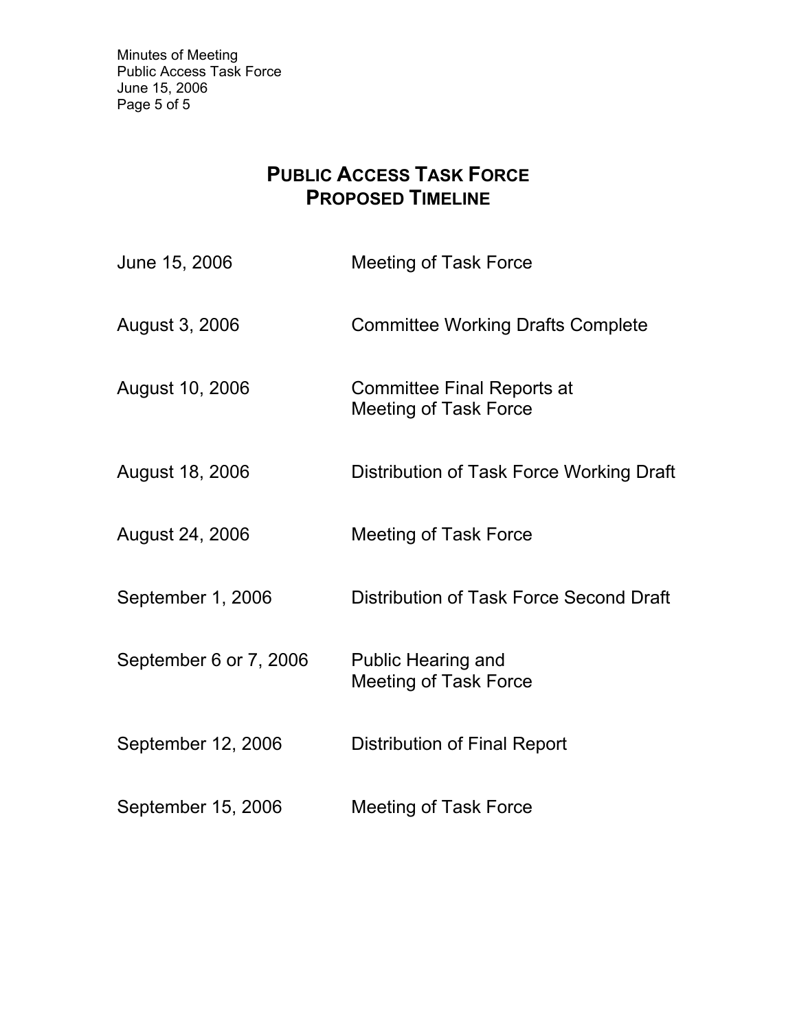# Public Access Task Force
# Proposed Timeline

| | |
|---|---|
| June 15, 2006 | Meeting of Task Force |
| August 3, 2006 | Committee Working Drafts Complete |
| August 10, 2006 | Committee Final Reports at Meeting of Task Force |
| August 18, 2006 | Distribution of Task Force Working Draft |
| August 24, 2006 | Meeting of Task Force |
| September 1, 2006 | Distribution of Task Force Second Draft |
| September 6 or 7, 2006 | Public Hearing and Meeting of Task Force |
| September 12, 2006 | Distribution of Final Report |
| September 15, 2006 | Meeting of Task Force |